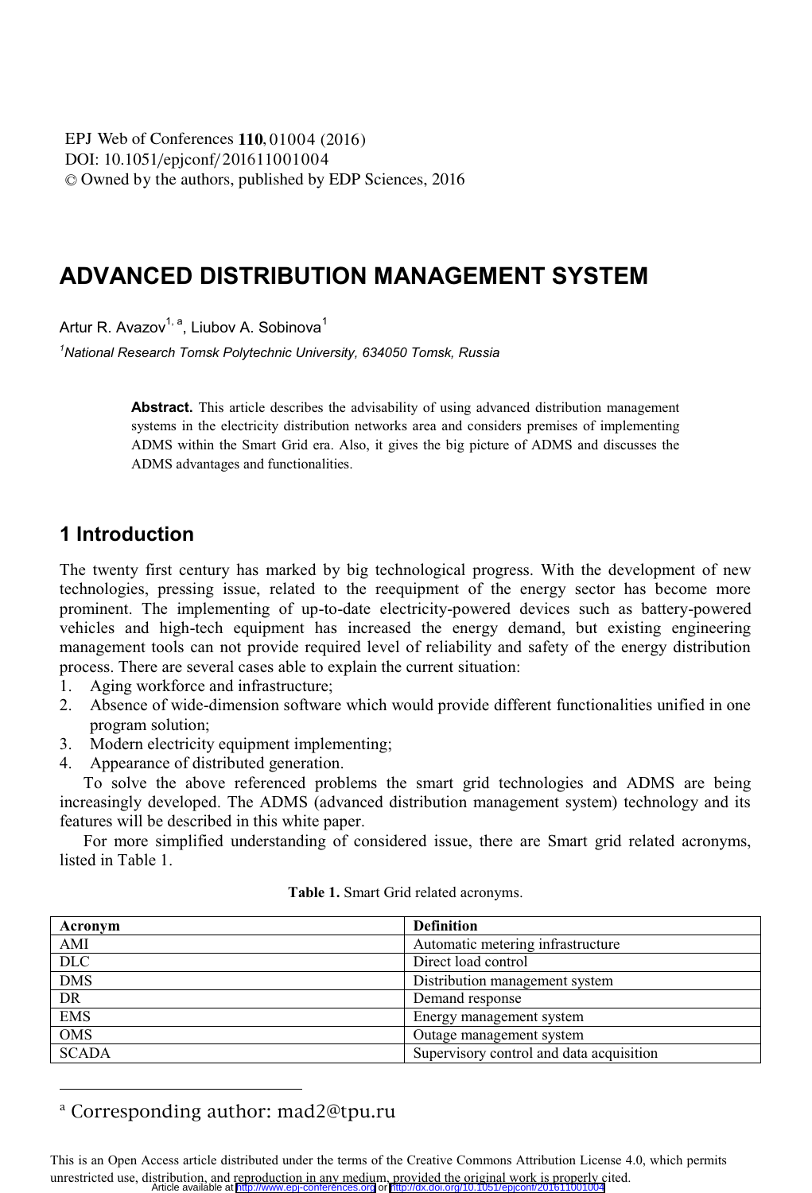# ADVANCED DISTRIBUTION MANAGEMENT SYSTEM

Artur R. Avazov[1, a], Liubov A. Sobinova[1]

[1]*National Research Tomsk Polytechnic University, 634050 Tomsk, Russia*

**Abstract.** This article describes the advisability of using advanced distribution management systems in the electricity distribution networks area and considers premises of implementing ADMS within the Smart Grid era. Also, it gives the big picture of ADMS and discusses the ADMS advantages and functionalities.

## 1 Introduction

The twenty first century has marked by big technological progress. With the development of new technologies, pressing issue, related to the reequipment of the energy sector has become more prominent. The implementing of up-to-date electricity-powered devices such as battery-powered vehicles and high-tech equipment has increased the energy demand, but existing engineering management tools can not provide required level of reliability and safety of the energy distribution process. There are several cases able to explain the current situation:

1. Aging workforce and infrastructure;
2. Absence of wide-dimension software which would provide different functionalities unified in one program solution;
3. Modern electricity equipment implementing;
4. Appearance of distributed generation.

To solve the above referenced problems the smart grid technologies and ADMS are being increasingly developed. The ADMS (advanced distribution management system) technology and its features will be described in this white paper.

For more simplified understanding of considered issue, there are Smart grid related acronyms, listed in Table 1.

**Table 1.** Smart Grid related acronyms.

| Acronym | Definition |
|---|---|
| AMI | Automatic metering infrastructure |
| DLC | Direct load control |
| DMS | Distribution management system |
| DR | Demand response |
| EMS | Energy management system |
| OMS | Outage management system |
| SCADA | Supervisory control and data acquisition |

[a] Corresponding author: mad2@tpu.ru

This is an Open Access article distributed under the terms of the Creative Commons Attribution License 4.0, which permits unrestricted use, distribution, and reproduction in any medium, provided the original work is properly cited.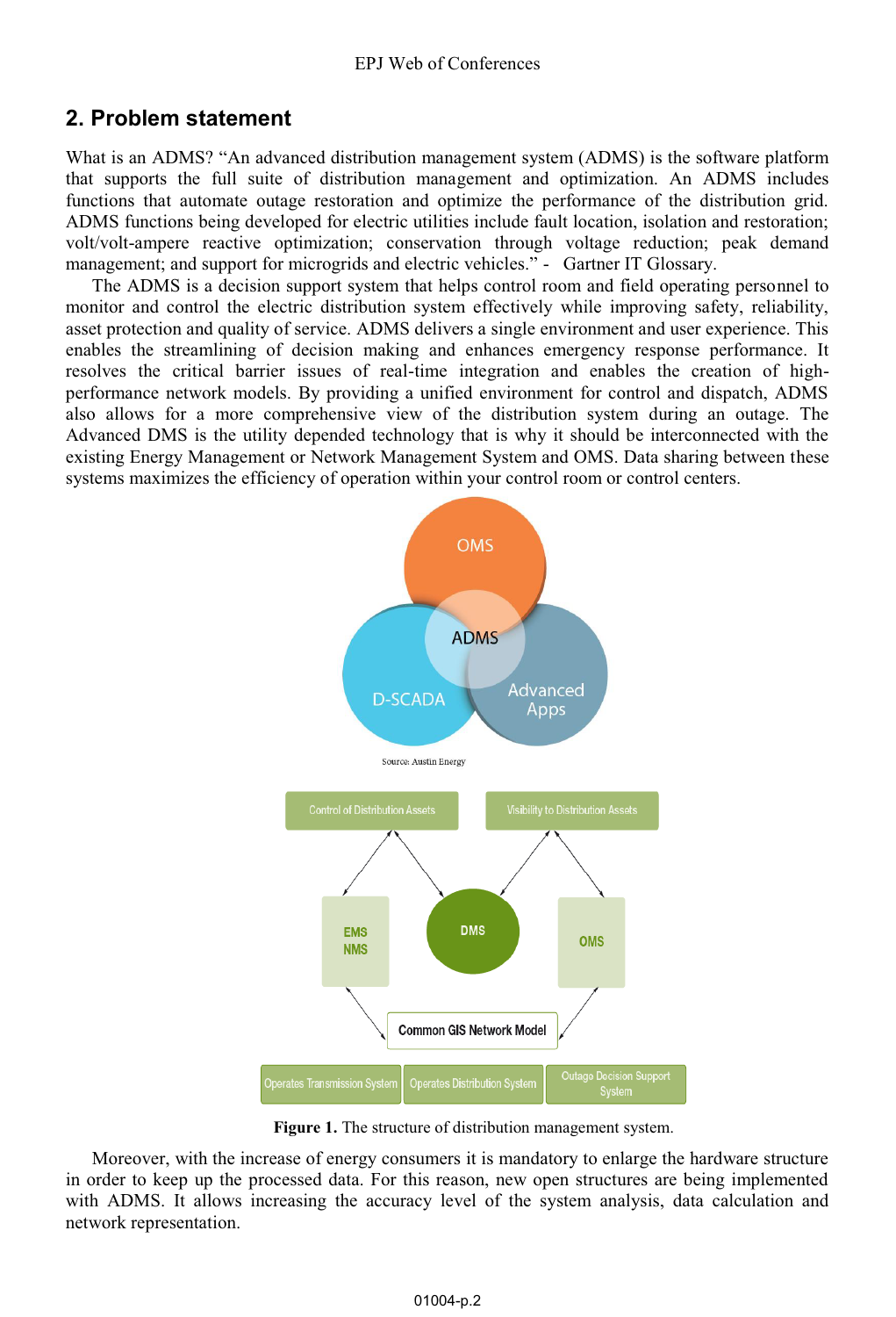## 2. Problem statement

What is an ADMS? "An advanced distribution management system (ADMS) is the software platform that supports the full suite of distribution management and optimization. An ADMS includes functions that automate outage restoration and optimize the performance of the distribution grid. ADMS functions being developed for electric utilities include fault location, isolation and restoration; volt/volt-ampere reactive optimization; conservation through voltage reduction; peak demand management; and support for microgrids and electric vehicles." - Gartner IT Glossary.

The ADMS is a decision support system that helps control room and field operating personnel to monitor and control the electric distribution system effectively while improving safety, reliability, asset protection and quality of service. ADMS delivers a single environment and user experience. This enables the streamlining of decision making and enhances emergency response performance. It resolves the critical barrier issues of real-time integration and enables the creation of high-performance network models. By providing a unified environment for control and dispatch, ADMS also allows for a more comprehensive view of the distribution system during an outage. The Advanced DMS is the utility depended technology that is why it should be interconnected with the existing Energy Management or Network Management System and OMS. Data sharing between these systems maximizes the efficiency of operation within your control room or control centers.

**Figure 1.** The structure of distribution management system.

Moreover, with the increase of energy consumers it is mandatory to enlarge the hardware structure in order to keep up the processed data. For this reason, new open structures are being implemented with ADMS. It allows increasing the accuracy level of the system analysis, data calculation and network representation.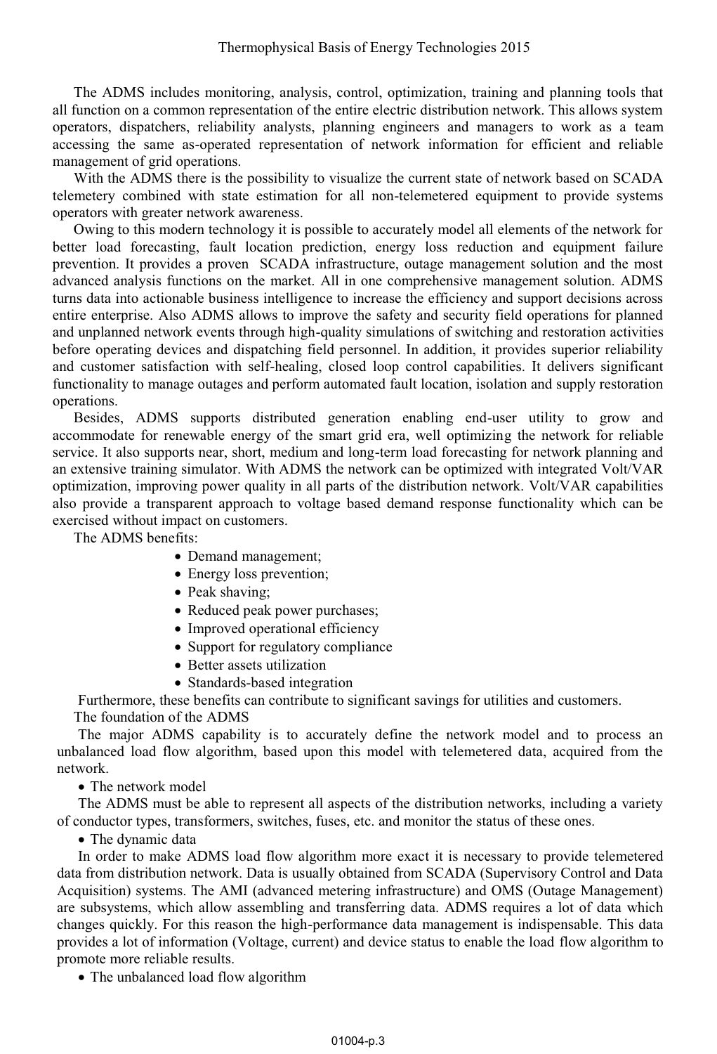The ADMS includes monitoring, analysis, control, optimization, training and planning tools that all function on a common representation of the entire electric distribution network. This allows system operators, dispatchers, reliability analysts, planning engineers and managers to work as a team accessing the same as-operated representation of network information for efficient and reliable management of grid operations.

With the ADMS there is the possibility to visualize the current state of network based on SCADA telemetery combined with state estimation for all non-telemetered equipment to provide systems operators with greater network awareness.

Owing to this modern technology it is possible to accurately model all elements of the network for better load forecasting, fault location prediction, energy loss reduction and equipment failure prevention. It provides a proven SCADA infrastructure, outage management solution and the most advanced analysis functions on the market. All in one comprehensive management solution. ADMS turns data into actionable business intelligence to increase the efficiency and support decisions across entire enterprise. Also ADMS allows to improve the safety and security field operations for planned and unplanned network events through high-quality simulations of switching and restoration activities before operating devices and dispatching field personnel. In addition, it provides superior reliability and customer satisfaction with self-healing, closed loop control capabilities. It delivers significant functionality to manage outages and perform automated fault location, isolation and supply restoration operations.

Besides, ADMS supports distributed generation enabling end-user utility to grow and accommodate for renewable energy of the smart grid era, well optimizing the network for reliable service. It also supports near, short, medium and long-term load forecasting for network planning and an extensive training simulator. With ADMS the network can be optimized with integrated Volt/VAR optimization, improving power quality in all parts of the distribution network. Volt/VAR capabilities also provide a transparent approach to voltage based demand response functionality which can be exercised without impact on customers.

The ADMS benefits:

- Demand management;
- Energy loss prevention;
- Peak shaving;
- Reduced peak power purchases;
- Improved operational efficiency
- Support for regulatory compliance
- Better assets utilization
- Standards-based integration

Furthermore, these benefits can contribute to significant savings for utilities and customers.

The foundation of the ADMS

The major ADMS capability is to accurately define the network model and to process an unbalanced load flow algorithm, based upon this model with telemetered data, acquired from the network.

- The network model

The ADMS must be able to represent all aspects of the distribution networks, including a variety of conductor types, transformers, switches, fuses, etc. and monitor the status of these ones.

- The dynamic data

In order to make ADMS load flow algorithm more exact it is necessary to provide telemetered data from distribution network. Data is usually obtained from SCADA (Supervisory Control and Data Acquisition) systems. The AMI (advanced metering infrastructure) and OMS (Outage Management) are subsystems, which allow assembling and transferring data. ADMS requires a lot of data which changes quickly. For this reason the high-performance data management is indispensable. This data provides a lot of information (Voltage, current) and device status to enable the load flow algorithm to promote more reliable results.

- The unbalanced load flow algorithm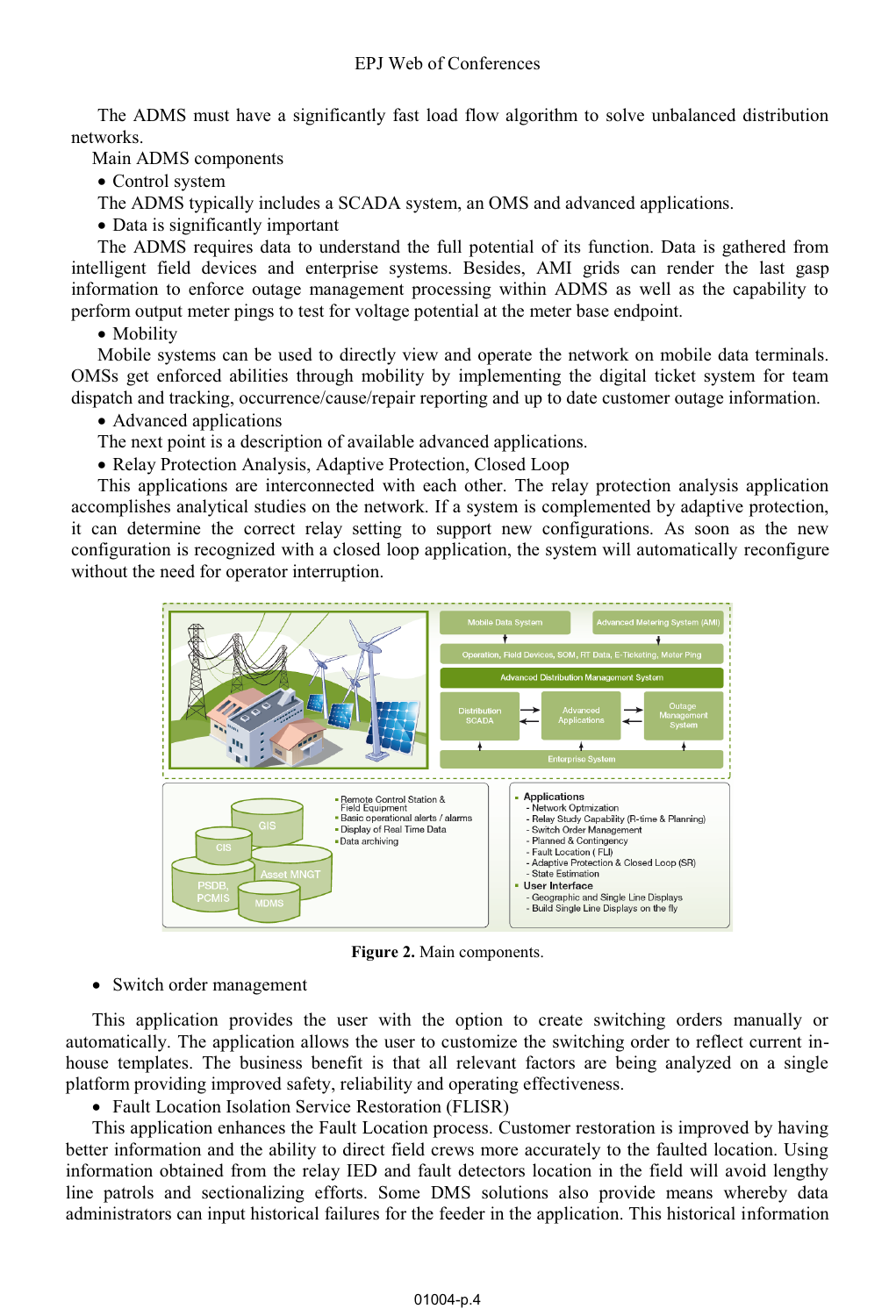The ADMS must have a significantly fast load flow algorithm to solve unbalanced distribution networks.

Main ADMS components

- Control system

The ADMS typically includes a SCADA system, an OMS and advanced applications.

- Data is significantly important

The ADMS requires data to understand the full potential of its function. Data is gathered from intelligent field devices and enterprise systems. Besides, AMI grids can render the last gasp information to enforce outage management processing within ADMS as well as the capability to perform output meter pings to test for voltage potential at the meter base endpoint.

- Mobility

Mobile systems can be used to directly view and operate the network on mobile data terminals. OMSs get enforced abilities through mobility by implementing the digital ticket system for team dispatch and tracking, occurrence/cause/repair reporting and up to date customer outage information.

- Advanced applications

The next point is a description of available advanced applications.

- Relay Protection Analysis, Adaptive Protection, Closed Loop

This applications are interconnected with each other. The relay protection analysis application accomplishes analytical studies on the network. If a system is complemented by adaptive protection, it can determine the correct relay setting to support new configurations. As soon as the new configuration is recognized with a closed loop application, the system will automatically reconfigure without the need for operator interruption.

**Figure 2.** Main components.

- Switch order management

This application provides the user with the option to create switching orders manually or automatically. The application allows the user to customize the switching order to reflect current in-house templates. The business benefit is that all relevant factors are being analyzed on a single platform providing improved safety, reliability and operating effectiveness.

- Fault Location Isolation Service Restoration (FLISR)

This application enhances the Fault Location process. Customer restoration is improved by having better information and the ability to direct field crews more accurately to the faulted location. Using information obtained from the relay IED and fault detectors location in the field will avoid lengthy line patrols and sectionalizing efforts. Some DMS solutions also provide means whereby data administrators can input historical failures for the feeder in the application. This historical information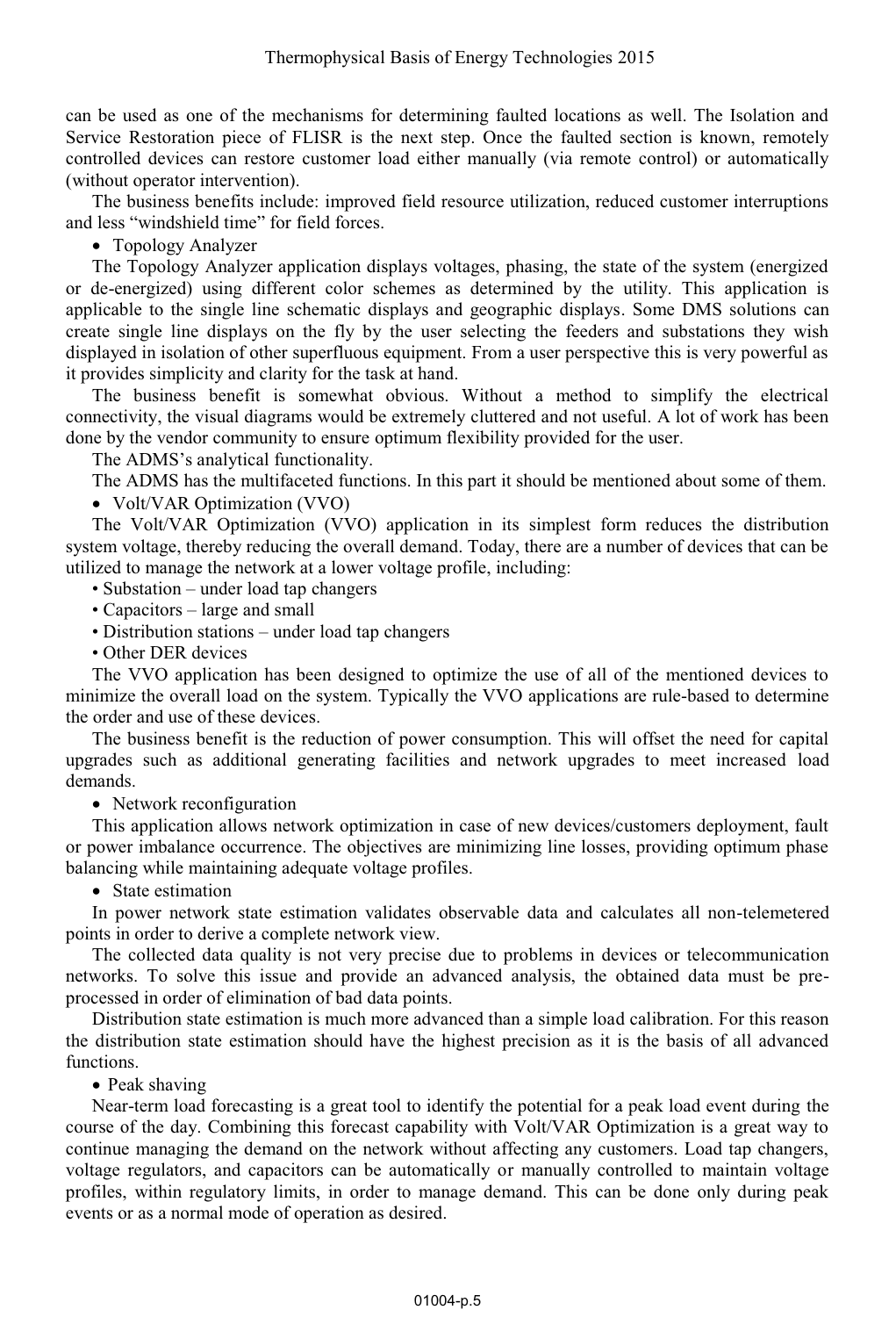can be used as one of the mechanisms for determining faulted locations as well. The Isolation and Service Restoration piece of FLISR is the next step. Once the faulted section is known, remotely controlled devices can restore customer load either manually (via remote control) or automatically (without operator intervention).

The business benefits include: improved field resource utilization, reduced customer interruptions and less "windshield time" for field forces.

- Topology Analyzer

The Topology Analyzer application displays voltages, phasing, the state of the system (energized or de-energized) using different color schemes as determined by the utility. This application is applicable to the single line schematic displays and geographic displays. Some DMS solutions can create single line displays on the fly by the user selecting the feeders and substations they wish displayed in isolation of other superfluous equipment. From a user perspective this is very powerful as it provides simplicity and clarity for the task at hand.

The business benefit is somewhat obvious. Without a method to simplify the electrical connectivity, the visual diagrams would be extremely cluttered and not useful. A lot of work has been done by the vendor community to ensure optimum flexibility provided for the user.

The ADMS's analytical functionality.

The ADMS has the multifaceted functions. In this part it should be mentioned about some of them.

- Volt/VAR Optimization (VVO)

The Volt/VAR Optimization (VVO) application in its simplest form reduces the distribution system voltage, thereby reducing the overall demand. Today, there are a number of devices that can be utilized to manage the network at a lower voltage profile, including:

- Substation – under load tap changers
- Capacitors – large and small
- Distribution stations – under load tap changers
- Other DER devices

The VVO application has been designed to optimize the use of all of the mentioned devices to minimize the overall load on the system. Typically the VVO applications are rule-based to determine the order and use of these devices.

The business benefit is the reduction of power consumption. This will offset the need for capital upgrades such as additional generating facilities and network upgrades to meet increased load demands.

- Network reconfiguration

This application allows network optimization in case of new devices/customers deployment, fault or power imbalance occurrence. The objectives are minimizing line losses, providing optimum phase balancing while maintaining adequate voltage profiles.

- State estimation

In power network state estimation validates observable data and calculates all non-telemetered points in order to derive a complete network view.

The collected data quality is not very precise due to problems in devices or telecommunication networks. To solve this issue and provide an advanced analysis, the obtained data must be pre-processed in order of elimination of bad data points.

Distribution state estimation is much more advanced than a simple load calibration. For this reason the distribution state estimation should have the highest precision as it is the basis of all advanced functions.

- Peak shaving

Near-term load forecasting is a great tool to identify the potential for a peak load event during the course of the day. Combining this forecast capability with Volt/VAR Optimization is a great way to continue managing the demand on the network without affecting any customers. Load tap changers, voltage regulators, and capacitors can be automatically or manually controlled to maintain voltage profiles, within regulatory limits, in order to manage demand. This can be done only during peak events or as a normal mode of operation as desired.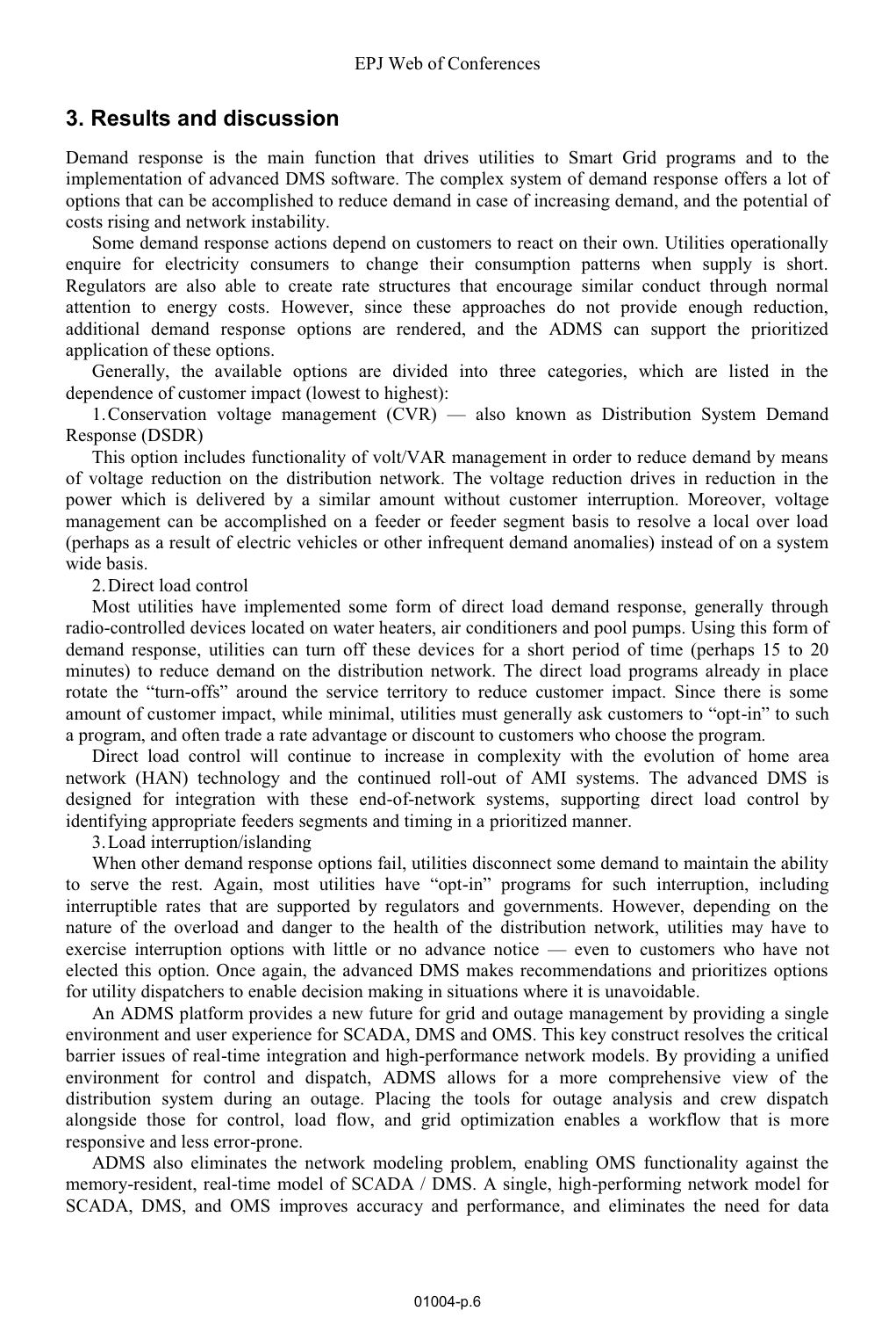## 3. Results and discussion

Demand response is the main function that drives utilities to Smart Grid programs and to the implementation of advanced DMS software. The complex system of demand response offers a lot of options that can be accomplished to reduce demand in case of increasing demand, and the potential of costs rising and network instability.

Some demand response actions depend on customers to react on their own. Utilities operationally enquire for electricity consumers to change their consumption patterns when supply is short. Regulators are also able to create rate structures that encourage similar conduct through normal attention to energy costs. However, since these approaches do not provide enough reduction, additional demand response options are rendered, and the ADMS can support the prioritized application of these options.

Generally, the available options are divided into three categories, which are listed in the dependence of customer impact (lowest to highest):

1. Conservation voltage management (CVR) — also known as Distribution System Demand Response (DSDR)

This option includes functionality of volt/VAR management in order to reduce demand by means of voltage reduction on the distribution network. The voltage reduction drives in reduction in the power which is delivered by a similar amount without customer interruption. Moreover, voltage management can be accomplished on a feeder or feeder segment basis to resolve a local over load (perhaps as a result of electric vehicles or other infrequent demand anomalies) instead of on a system wide basis.

2. Direct load control

Most utilities have implemented some form of direct load demand response, generally through radio-controlled devices located on water heaters, air conditioners and pool pumps. Using this form of demand response, utilities can turn off these devices for a short period of time (perhaps 15 to 20 minutes) to reduce demand on the distribution network. The direct load programs already in place rotate the "turn-offs" around the service territory to reduce customer impact. Since there is some amount of customer impact, while minimal, utilities must generally ask customers to "opt-in" to such a program, and often trade a rate advantage or discount to customers who choose the program.

Direct load control will continue to increase in complexity with the evolution of home area network (HAN) technology and the continued roll-out of AMI systems. The advanced DMS is designed for integration with these end-of-network systems, supporting direct load control by identifying appropriate feeders segments and timing in a prioritized manner.

3. Load interruption/islanding

When other demand response options fail, utilities disconnect some demand to maintain the ability to serve the rest. Again, most utilities have "opt-in" programs for such interruption, including interruptible rates that are supported by regulators and governments. However, depending on the nature of the overload and danger to the health of the distribution network, utilities may have to exercise interruption options with little or no advance notice — even to customers who have not elected this option. Once again, the advanced DMS makes recommendations and prioritizes options for utility dispatchers to enable decision making in situations where it is unavoidable.

An ADMS platform provides a new future for grid and outage management by providing a single environment and user experience for SCADA, DMS and OMS. This key construct resolves the critical barrier issues of real-time integration and high-performance network models. By providing a unified environment for control and dispatch, ADMS allows for a more comprehensive view of the distribution system during an outage. Placing the tools for outage analysis and crew dispatch alongside those for control, load flow, and grid optimization enables a workflow that is more responsive and less error-prone.

ADMS also eliminates the network modeling problem, enabling OMS functionality against the memory-resident, real-time model of SCADA / DMS. A single, high-performing network model for SCADA, DMS, and OMS improves accuracy and performance, and eliminates the need for data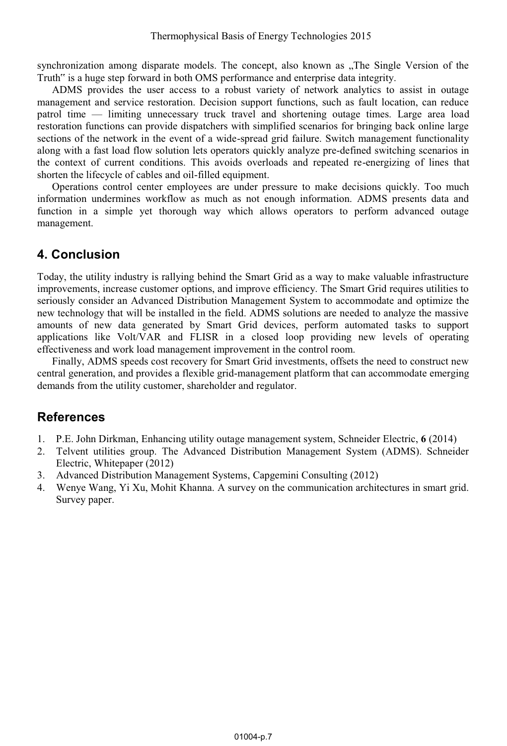synchronization among disparate models. The concept, also known as „The Single Version of the Truth" is a huge step forward in both OMS performance and enterprise data integrity.

ADMS provides the user access to a robust variety of network analytics to assist in outage management and service restoration. Decision support functions, such as fault location, can reduce patrol time — limiting unnecessary truck travel and shortening outage times. Large area load restoration functions can provide dispatchers with simplified scenarios for bringing back online large sections of the network in the event of a wide-spread grid failure. Switch management functionality along with a fast load flow solution lets operators quickly analyze pre-defined switching scenarios in the context of current conditions. This avoids overloads and repeated re-energizing of lines that shorten the lifecycle of cables and oil-filled equipment.

Operations control center employees are under pressure to make decisions quickly. Too much information undermines workflow as much as not enough information. ADMS presents data and function in a simple yet thorough way which allows operators to perform advanced outage management.

## 4. Conclusion

Today, the utility industry is rallying behind the Smart Grid as a way to make valuable infrastructure improvements, increase customer options, and improve efficiency. The Smart Grid requires utilities to seriously consider an Advanced Distribution Management System to accommodate and optimize the new technology that will be installed in the field. ADMS solutions are needed to analyze the massive amounts of new data generated by Smart Grid devices, perform automated tasks to support applications like Volt/VAR and FLISR in a closed loop providing new levels of operating effectiveness and work load management improvement in the control room.

Finally, ADMS speeds cost recovery for Smart Grid investments, offsets the need to construct new central generation, and provides a flexible grid-management platform that can accommodate emerging demands from the utility customer, shareholder and regulator.

## References

1. P.E. John Dirkman, Enhancing utility outage management system, Schneider Electric, **6** (2014)
2. Telvent utilities group. The Advanced Distribution Management System (ADMS). Schneider Electric, Whitepaper (2012)
3. Advanced Distribution Management Systems, Capgemini Consulting (2012)
4. Wenye Wang, Yi Xu, Mohit Khanna. A survey on the communication architectures in smart grid. Survey paper.